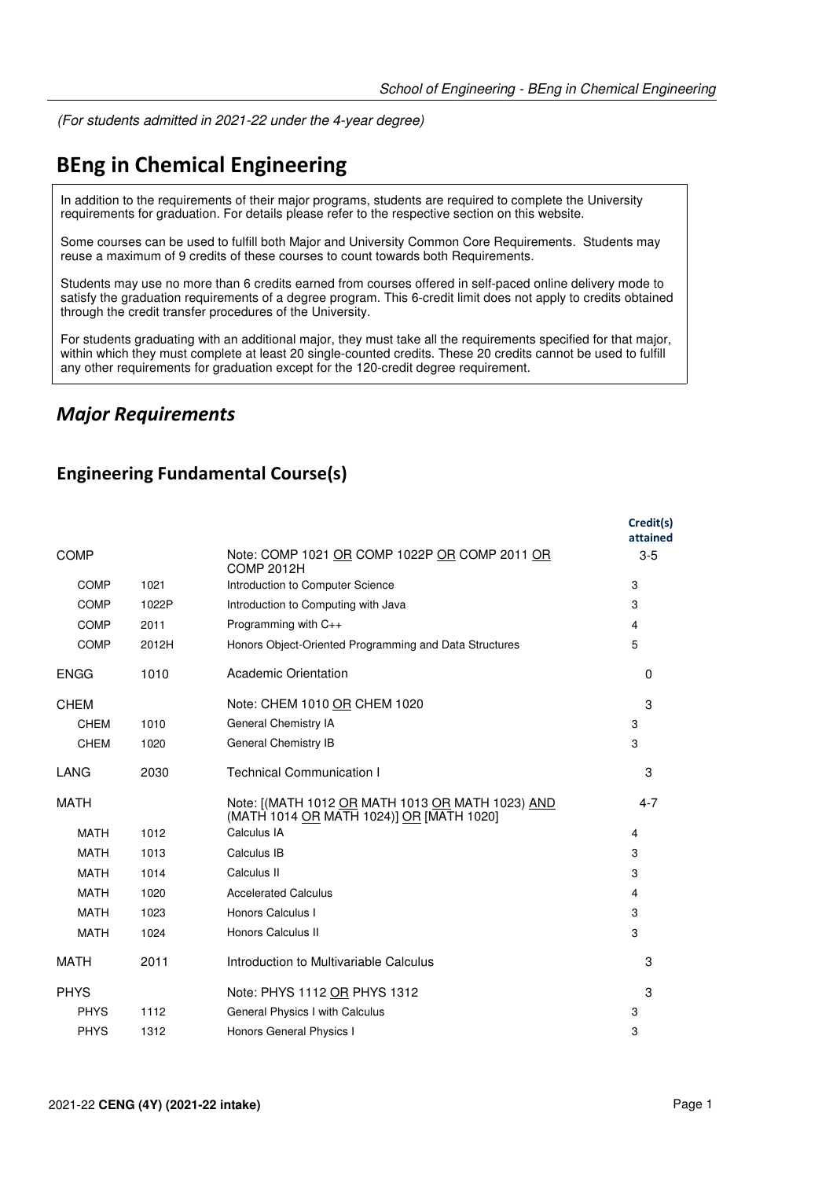*(For students admitted in 2021-22 under the 4-year degree)*

# BEng in Chemical Engineering

In addition to the requirements of their major programs, students are required to complete the University requirements for graduation. For details please refer to the respective section on this website.

Some courses can be used to fulfill both Major and University Common Core Requirements. Students may reuse a maximum of 9 credits of these courses to count towards both Requirements.

Students may use no more than 6 credits earned from courses offered in self-paced online delivery mode to satisfy the graduation requirements of a degree program. This 6-credit limit does not apply to credits obtained through the credit transfer procedures of the University.

For students graduating with an additional major, they must take all the requirements specified for that major, within which they must complete at least 20 single-counted credits. These 20 credits cannot be used to fulfill any other requirements for graduation except for the 120-credit degree requirement.

## *Major Requirements*

### Engineering Fundamental Course(s)

| | | | Credit(s) attained |
|---|---|---|---|
| COMP | | Note: COMP 1021 OR COMP 1022P OR COMP 2011 OR COMP 2012H | 3-5 |
| COMP | 1021 | Introduction to Computer Science | 3 |
| COMP | 1022P | Introduction to Computing with Java | 3 |
| COMP | 2011 | Programming with C++ | 4 |
| COMP | 2012H | Honors Object-Oriented Programming and Data Structures | 5 |
| ENGG | 1010 | Academic Orientation | 0 |
| CHEM | | Note: CHEM 1010 OR CHEM 1020 | 3 |
| CHEM | 1010 | General Chemistry IA | 3 |
| CHEM | 1020 | General Chemistry IB | 3 |
| LANG | 2030 | Technical Communication I | 3 |
| MATH | | Note: [(MATH 1012 OR MATH 1013 OR MATH 1023) AND (MATH 1014 OR MATH 1024)] OR [MATH 1020] | 4-7 |
| MATH | 1012 | Calculus IA | 4 |
| MATH | 1013 | Calculus IB | 3 |
| MATH | 1014 | Calculus II | 3 |
| MATH | 1020 | Accelerated Calculus | 4 |
| MATH | 1023 | Honors Calculus I | 3 |
| MATH | 1024 | Honors Calculus II | 3 |
| MATH | 2011 | Introduction to Multivariable Calculus | 3 |
| PHYS | | Note: PHYS 1112 OR PHYS 1312 | 3 |
| PHYS | 1112 | General Physics I with Calculus | 3 |
| PHYS | 1312 | Honors General Physics I | 3 |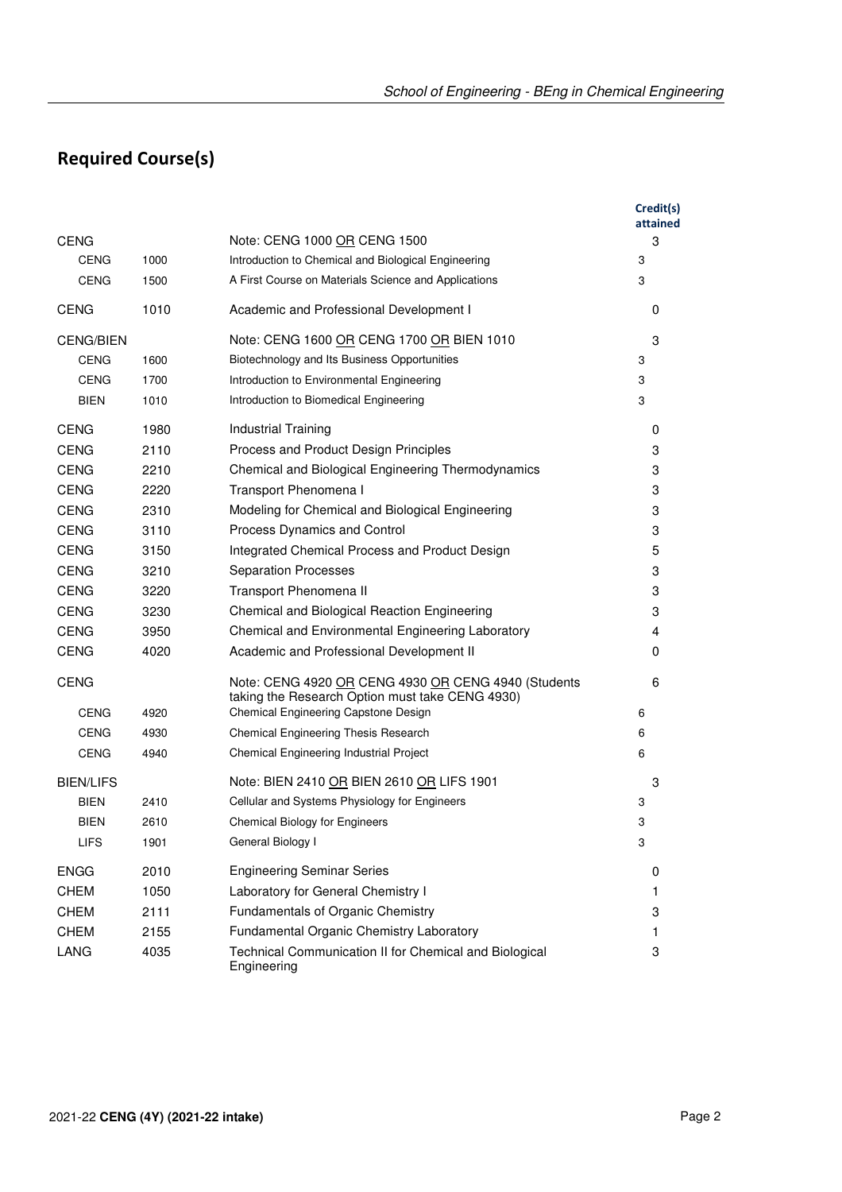## Required Course(s)

| | | | Credit(s) attained |
|---|---|---|---|
| CENG | | Note: CENG 1000 OR CENG 1500 | 3 |
| CENG | 1000 | Introduction to Chemical and Biological Engineering | 3 |
| CENG | 1500 | A First Course on Materials Science and Applications | 3 |
| CENG | 1010 | Academic and Professional Development I | 0 |
| CENG/BIEN | | Note: CENG 1600 OR CENG 1700 OR BIEN 1010 | 3 |
| CENG | 1600 | Biotechnology and Its Business Opportunities | 3 |
| CENG | 1700 | Introduction to Environmental Engineering | 3 |
| BIEN | 1010 | Introduction to Biomedical Engineering | 3 |
| CENG | 1980 | Industrial Training | 0 |
| CENG | 2110 | Process and Product Design Principles | 3 |
| CENG | 2210 | Chemical and Biological Engineering Thermodynamics | 3 |
| CENG | 2220 | Transport Phenomena I | 3 |
| CENG | 2310 | Modeling for Chemical and Biological Engineering | 3 |
| CENG | 3110 | Process Dynamics and Control | 3 |
| CENG | 3150 | Integrated Chemical Process and Product Design | 5 |
| CENG | 3210 | Separation Processes | 3 |
| CENG | 3220 | Transport Phenomena II | 3 |
| CENG | 3230 | Chemical and Biological Reaction Engineering | 3 |
| CENG | 3950 | Chemical and Environmental Engineering Laboratory | 4 |
| CENG | 4020 | Academic and Professional Development II | 0 |
| CENG | | Note: CENG 4920 OR CENG 4930 OR CENG 4940 (Students taking the Research Option must take CENG 4930) | 6 |
| CENG | 4920 | Chemical Engineering Capstone Design | 6 |
| CENG | 4930 | Chemical Engineering Thesis Research | 6 |
| CENG | 4940 | Chemical Engineering Industrial Project | 6 |
| BIEN/LIFS | | Note: BIEN 2410 OR BIEN 2610 OR LIFS 1901 | 3 |
| BIEN | 2410 | Cellular and Systems Physiology for Engineers | 3 |
| BIEN | 2610 | Chemical Biology for Engineers | 3 |
| LIFS | 1901 | General Biology I | 3 |
| ENGG | 2010 | Engineering Seminar Series | 0 |
| CHEM | 1050 | Laboratory for General Chemistry I | 1 |
| CHEM | 2111 | Fundamentals of Organic Chemistry | 3 |
| CHEM | 2155 | Fundamental Organic Chemistry Laboratory | 1 |
| LANG | 4035 | Technical Communication II for Chemical and Biological Engineering | 3 |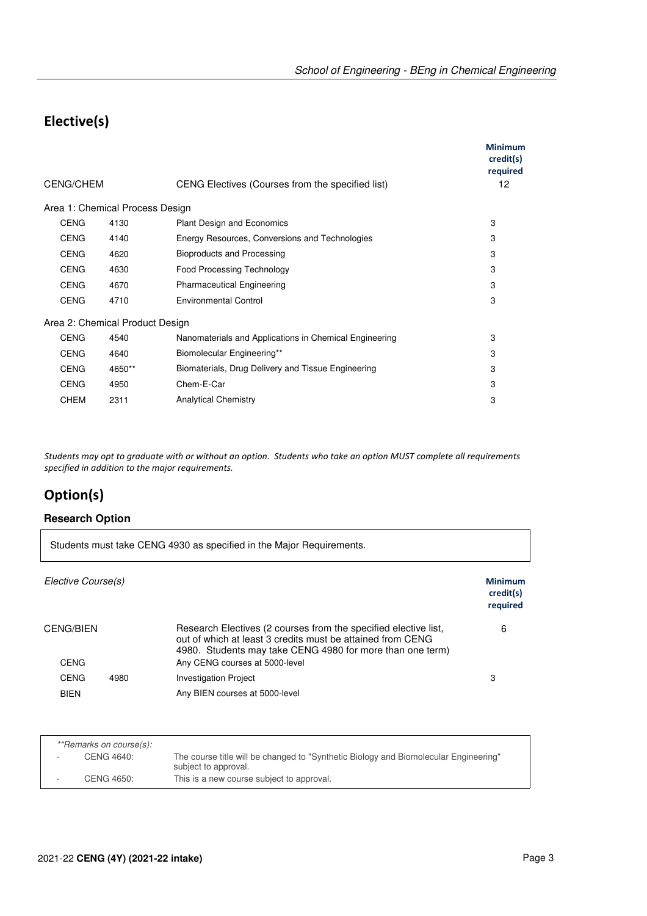## Elective(s)

| | | | Minimum credit(s) required |
|---|---|---|---|
| CENG/CHEM | | CENG Electives (Courses from the specified list) | 12 |
| Area 1: Chemical Process Design | | | |
| CENG | 4130 | Plant Design and Economics | 3 |
| CENG | 4140 | Energy Resources, Conversions and Technologies | 3 |
| CENG | 4620 | Bioproducts and Processing | 3 |
| CENG | 4630 | Food Processing Technology | 3 |
| CENG | 4670 | Pharmaceutical Engineering | 3 |
| CENG | 4710 | Environmental Control | 3 |
| Area 2: Chemical Product Design | | | |
| CENG | 4540 | Nanomaterials and Applications in Chemical Engineering | 3 |
| CENG | 4640 | Biomolecular Engineering** | 3 |
| CENG | 4650** | Biomaterials, Drug Delivery and Tissue Engineering | 3 |
| CENG | 4950 | Chem-E-Car | 3 |
| CHEM | 2311 | Analytical Chemistry | 3 |

*Students may opt to graduate with or without an option. Students who take an option MUST complete all requirements specified in addition to the major requirements.*

## Option(s)

### Research Option

Students must take CENG 4930 as specified in the Major Requirements.

| *Elective Course(s)* | | | Minimum credit(s) required |
|---|---|---|---|
| CENG/BIEN | | Research Electives (2 courses from the specified elective list, out of which at least 3 credits must be attained from CENG 4980. Students may take CENG 4980 for more than one term) | 6 |
| CENG | | Any CENG courses at 5000-level | |
| CENG | 4980 | Investigation Project | 3 |
| BIEN | | Any BIEN courses at 5000-level | |

*\*\*Remarks on course(s):*

- CENG 4640: The course title will be changed to "Synthetic Biology and Biomolecular Engineering" subject to approval.
- CENG 4650: This is a new course subject to approval.